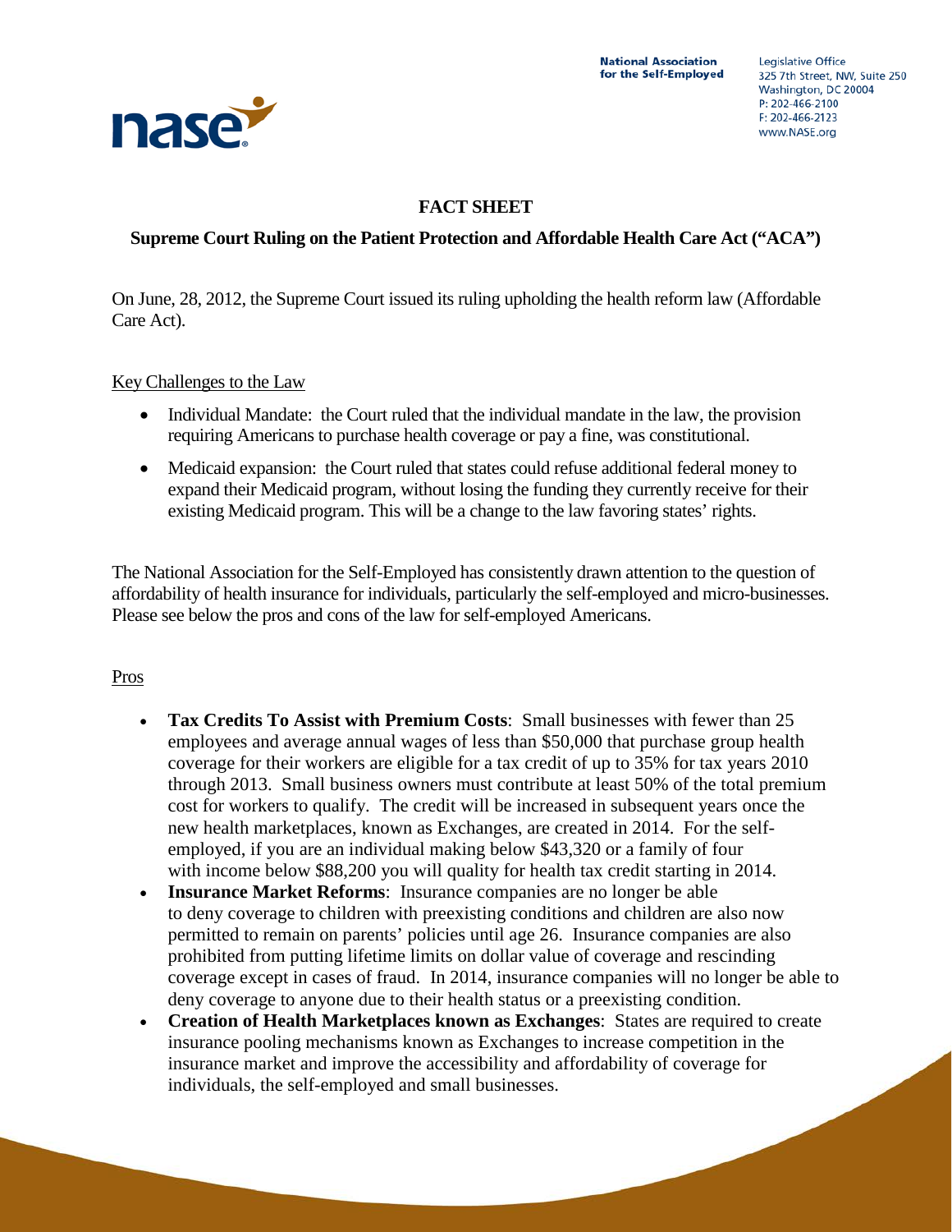National Association for the Self-Employed

Legislative Office
325 7th Street, NW, Suite 250
Washington, DC 20004
P: 202-466-2100
F: 202-466-2123
www.NASE.org

# FACT SHEET

## Supreme Court Ruling on the Patient Protection and Affordable Health Care Act ("ACA")

On June, 28, 2012, the Supreme Court issued its ruling upholding the health reform law (Affordable Care Act).

Key Challenges to the Law

- Individual Mandate: the Court ruled that the individual mandate in the law, the provision requiring Americans to purchase health coverage or pay a fine, was constitutional.
- Medicaid expansion: the Court ruled that states could refuse additional federal money to expand their Medicaid program, without losing the funding they currently receive for their existing Medicaid program. This will be a change to the law favoring states' rights.

The National Association for the Self-Employed has consistently drawn attention to the question of affordability of health insurance for individuals, particularly the self-employed and micro-businesses. Please see below the pros and cons of the law for self-employed Americans.

Pros

- **Tax Credits To Assist with Premium Costs**: Small businesses with fewer than 25 employees and average annual wages of less than $50,000 that purchase group health coverage for their workers are eligible for a tax credit of up to 35% for tax years 2010 through 2013. Small business owners must contribute at least 50% of the total premium cost for workers to qualify. The credit will be increased in subsequent years once the new health marketplaces, known as Exchanges, are created in 2014. For the self-employed, if you are an individual making below $43,320 or a family of four with income below $88,200 you will quality for health tax credit starting in 2014.
- **Insurance Market Reforms**: Insurance companies are no longer be able to deny coverage to children with preexisting conditions and children are also now permitted to remain on parents' policies until age 26. Insurance companies are also prohibited from putting lifetime limits on dollar value of coverage and rescinding coverage except in cases of fraud. In 2014, insurance companies will no longer be able to deny coverage to anyone due to their health status or a preexisting condition.
- **Creation of Health Marketplaces known as Exchanges**: States are required to create insurance pooling mechanisms known as Exchanges to increase competition in the insurance market and improve the accessibility and affordability of coverage for individuals, the self-employed and small businesses.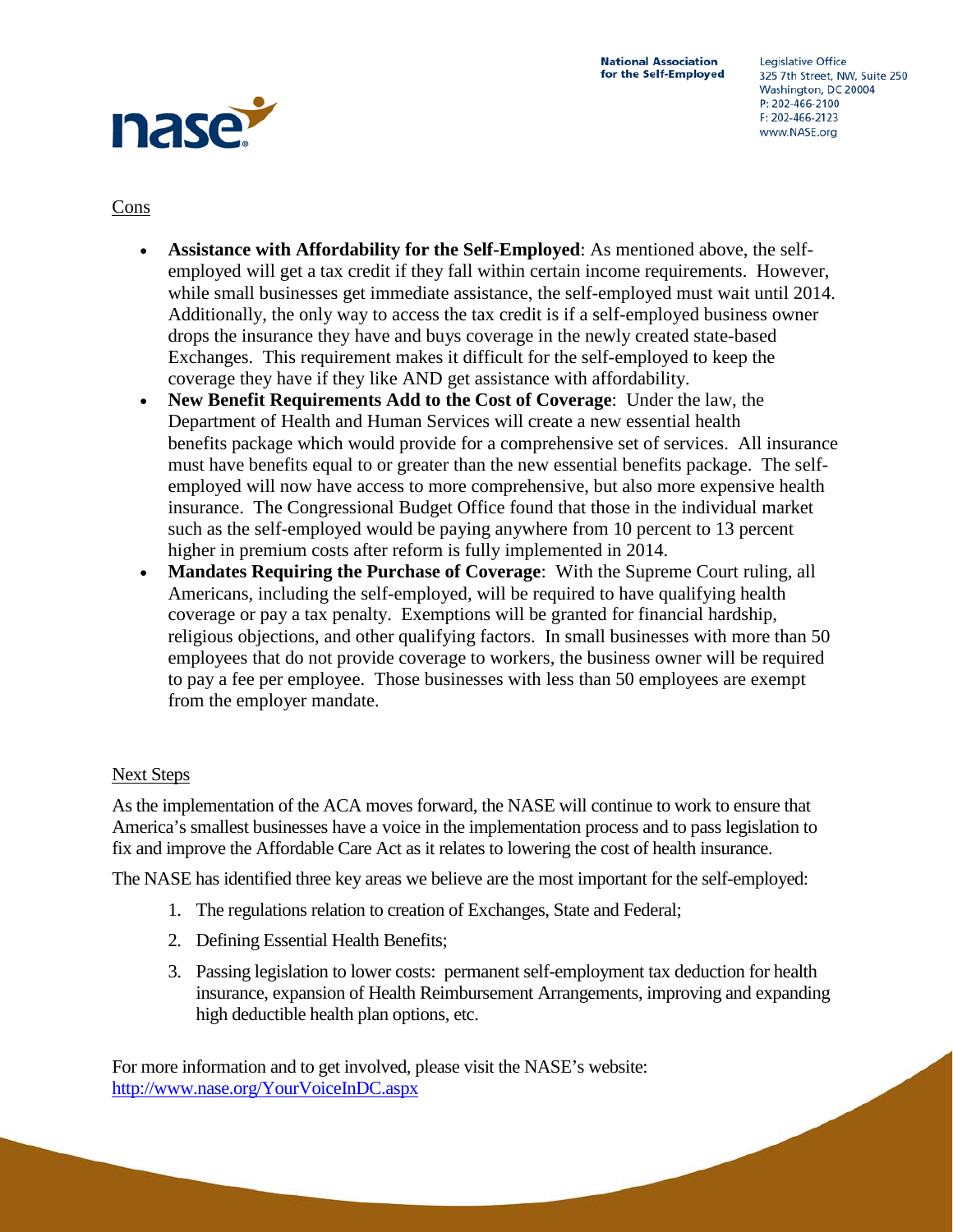Cons

- **Assistance with Affordability for the Self-Employed**: As mentioned above, the self-employed will get a tax credit if they fall within certain income requirements. However, while small businesses get immediate assistance, the self-employed must wait until 2014. Additionally, the only way to access the tax credit is if a self-employed business owner drops the insurance they have and buys coverage in the newly created state-based Exchanges. This requirement makes it difficult for the self-employed to keep the coverage they have if they like AND get assistance with affordability.
- **New Benefit Requirements Add to the Cost of Coverage**: Under the law, the Department of Health and Human Services will create a new essential health benefits package which would provide for a comprehensive set of services. All insurance must have benefits equal to or greater than the new essential benefits package. The self-employed will now have access to more comprehensive, but also more expensive health insurance. The Congressional Budget Office found that those in the individual market such as the self-employed would be paying anywhere from 10 percent to 13 percent higher in premium costs after reform is fully implemented in 2014.
- **Mandates Requiring the Purchase of Coverage**: With the Supreme Court ruling, all Americans, including the self-employed, will be required to have qualifying health coverage or pay a tax penalty. Exemptions will be granted for financial hardship, religious objections, and other qualifying factors. In small businesses with more than 50 employees that do not provide coverage to workers, the business owner will be required to pay a fee per employee. Those businesses with less than 50 employees are exempt from the employer mandate.

Next Steps

As the implementation of the ACA moves forward, the NASE will continue to work to ensure that America's smallest businesses have a voice in the implementation process and to pass legislation to fix and improve the Affordable Care Act as it relates to lowering the cost of health insurance.

The NASE has identified three key areas we believe are the most important for the self-employed:

1. The regulations relation to creation of Exchanges, State and Federal;
2. Defining Essential Health Benefits;
3. Passing legislation to lower costs: permanent self-employment tax deduction for health insurance, expansion of Health Reimbursement Arrangements, improving and expanding high deductible health plan options, etc.

For more information and to get involved, please visit the NASE's website: [http://www.nase.org/YourVoiceInDC.aspx](http://www.nase.org/YourVoiceInDC.aspx)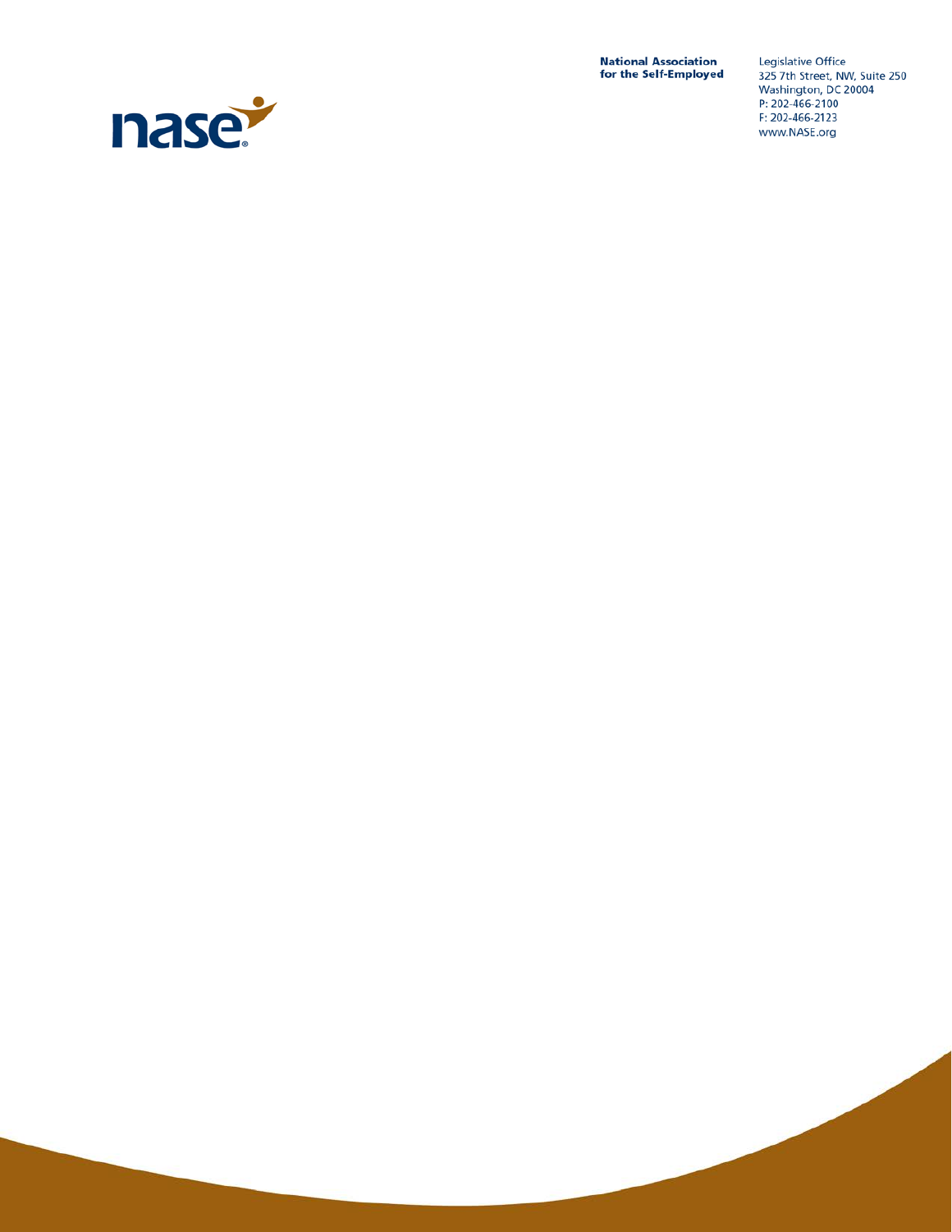**National Association for the Self-Employed**

Legislative Office
325 7th Street, NW, Suite 250
Washington, DC 20004
P: 202-466-2100
F: 202-466-2123
www.NASE.org